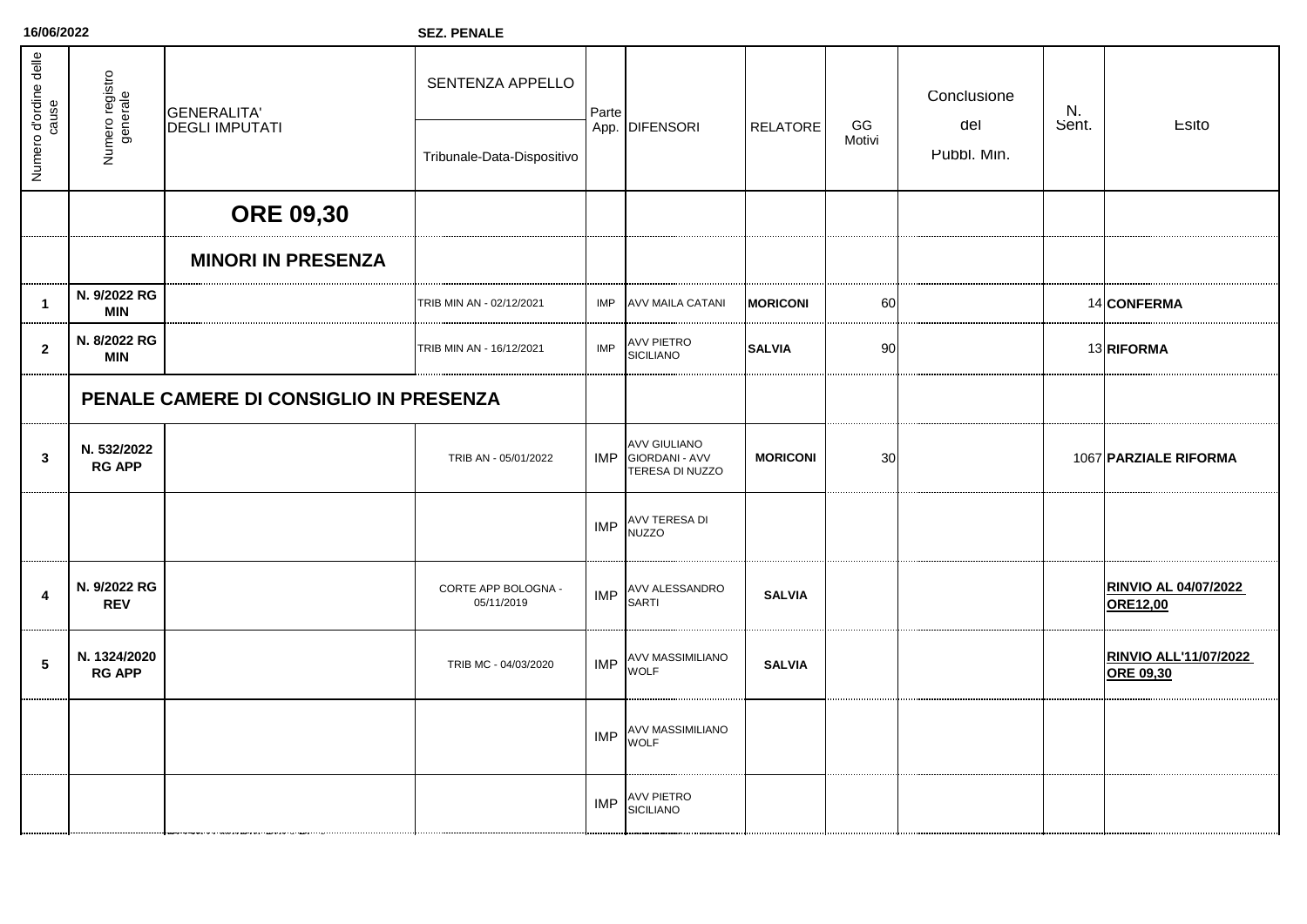**16/06/2022** **SEZ. PENALE**

| Numero d'ordine delle cause | Numero registro generale | GENERALITA' DEGLI IMPUTATI | SENTENZA APPELLO Tribunale-Data-Dispositivo | Parte App. | DIFENSORI | RELATORE | GG Motivi | Conclusione del Pubbl. Min. | N. Sent. | Esito |
|---|---|---|---|---|---|---|---|---|---|---|
| | | **ORE 09,30** | | | | | | | | |
| | | **MINORI IN PRESENZA** | | | | | | | | |
| **1** | **N. 9/2022 RG MIN** | | TRIB MIN AN - 02/12/2021 | IMP | AVV MAILA CATANI | **MORICONI** | 60 | | 14 | **CONFERMA** |
| **2** | **N. 8/2022 RG MIN** | | TRIB MIN AN - 16/12/2021 | IMP | AVV PIETRO SICILIANO | **SALVIA** | 90 | | 13 | **RIFORMA** |
| | **PENALE CAMERE DI CONSIGLIO IN PRESENZA** | | | | | | | | | |
| **3** | **N. 532/2022 RG APP** | | TRIB AN - 05/01/2022 | IMP | AVV GIULIANO GIORDANI - AVV TERESA DI NUZZO | **MORICONI** | 30 | | 1067 | **PARZIALE RIFORMA** |
| | | | | IMP | AVV TERESA DI NUZZO | | | | | |
| **4** | **N. 9/2022 RG REV** | | CORTE APP BOLOGNA - 05/11/2019 | IMP | AVV ALESSANDRO SARTI | **SALVIA** | | | | **RINVIO AL 04/07/2022 ORE12,00** |
| **5** | **N. 1324/2020 RG APP** | | TRIB MC - 04/03/2020 | IMP | AVV MASSIMILIANO WOLF | **SALVIA** | | | | **RINVIO ALL'11/07/2022 ORE 09,30** |
| | | | | IMP | AVV MASSIMILIANO WOLF | | | | | |
| | | | | IMP | AVV PIETRO SICILIANO | | | | | |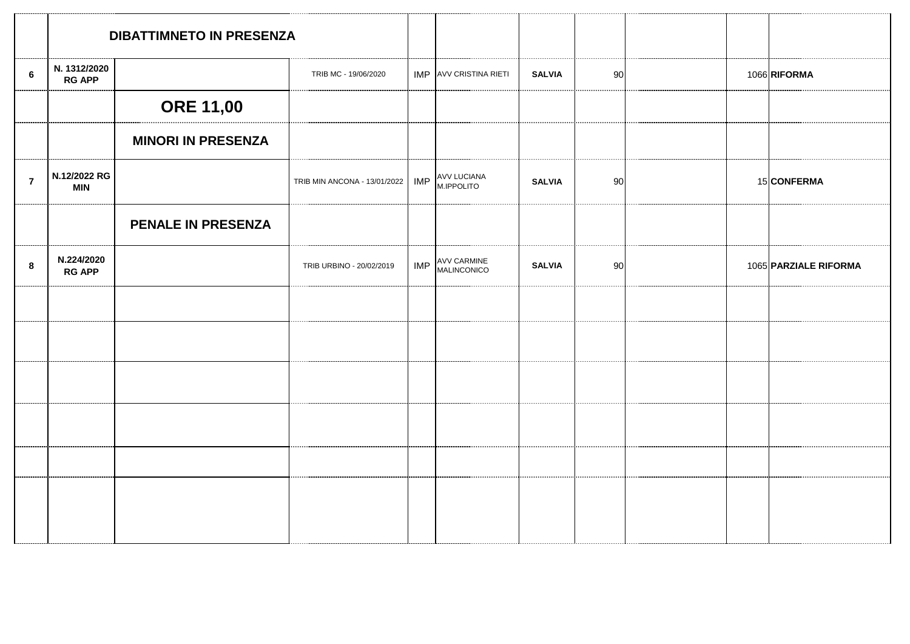| | | | | | | | | | | |
|---|---|---|---|---|---|---|---|---|---|---|
| | **DIBATTIMNETO IN PRESENZA** | | | | | | | | | |
| **6** | **N. 1312/2020 RG APP** | | TRIB MC - 19/06/2020 | IMP | AVV CRISTINA RIETI | **SALVIA** | 90 | | 1066 | **RIFORMA** |
| | | **ORE 11,00** | | | | | | | | |
| | | **MINORI IN PRESENZA** | | | | | | | | |
| **7** | **N.12/2022 RG MIN** | | TRIB MIN ANCONA - 13/01/2022 | IMP | AVV LUCIANA M.IPPOLITO | **SALVIA** | 90 | | 15 | **CONFERMA** |
| | | **PENALE IN PRESENZA** | | | | | | | | |
| **8** | **N.224/2020 RG APP** | | TRIB URBINO - 20/02/2019 | IMP | AVV CARMINE MALINCONICO | **SALVIA** | 90 | | 1065 | **PARZIALE RIFORMA** |
| | | | | | | | | | | |
| | | | | | | | | | | |
| | | | | | | | | | | |
| | | | | | | | | | | |
| | | | | | | | | | | |
| | | | | | | | | | | |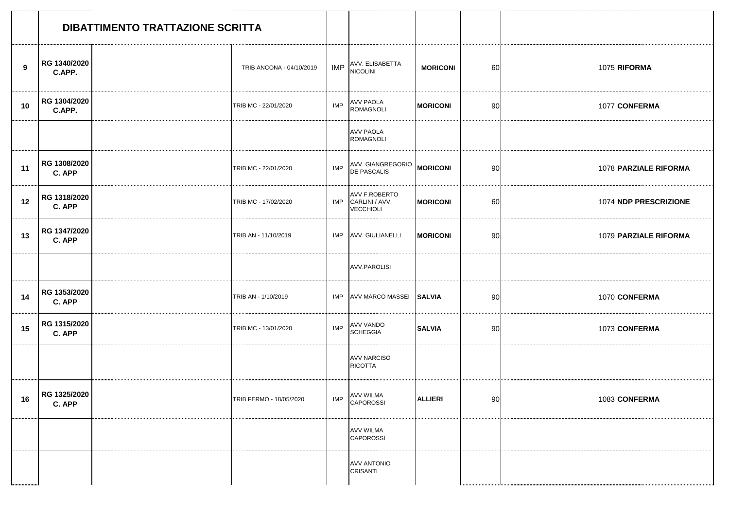| | DIBATTIMENTO TRATTAZIONE SCRITTA | | | | | | | | | |
|---|---|---|---|---|---|---|---|---|---|---|
| 9 | RG 1340/2020 C.APP. | | TRIB ANCONA - 04/10/2019 | IMP | AVV. ELISABETTA NICOLINI | MORICONI | 60 | | 1075 | RIFORMA |
| 10 | RG 1304/2020 C.APP. | | TRIB MC - 22/01/2020 | IMP | AVV PAOLA ROMAGNOLI | MORICONI | 90 | | 1077 | CONFERMA |
| | | | | | AVV PAOLA ROMAGNOLI | | | | | |
| 11 | RG 1308/2020 C. APP | | TRIB MC - 22/01/2020 | IMP | AVV. GIANGREGORIO DE PASCALIS | MORICONI | 90 | | 1078 | PARZIALE RIFORMA |
| 12 | RG 1318/2020 C. APP | | TRIB MC - 17/02/2020 | IMP | AVV F.ROBERTO CARLINI / AVV. VECCHIOLI | MORICONI | 60 | | 1074 | NDP PRESCRIZIONE |
| 13 | RG 1347/2020 C. APP | | TRIB AN - 11/10/2019 | IMP | AVV. GIULIANELLI | MORICONI | 90 | | 1079 | PARZIALE RIFORMA |
| | | | | | AVV.PAROLISI | | | | | |
| 14 | RG 1353/2020 C. APP | | TRIB AN - 1/10/2019 | IMP | AVV MARCO MASSEI | SALVIA | 90 | | 1070 | CONFERMA |
| 15 | RG 1315/2020 C. APP | | TRIB MC - 13/01/2020 | IMP | AVV VANDO SCHEGGIA | SALVIA | 90 | | 1073 | CONFERMA |
| | | | | | AVV NARCISO RICOTTA | | | | | |
| 16 | RG 1325/2020 C. APP | | TRIB FERMO - 18/05/2020 | IMP | AVV WILMA CAPOROSSI | ALLIERI | 90 | | 1083 | CONFERMA |
| | | | | | AVV WILMA CAPOROSSI | | | | | |
| | | | | | AVV ANTONIO CRISANTI | | | | | |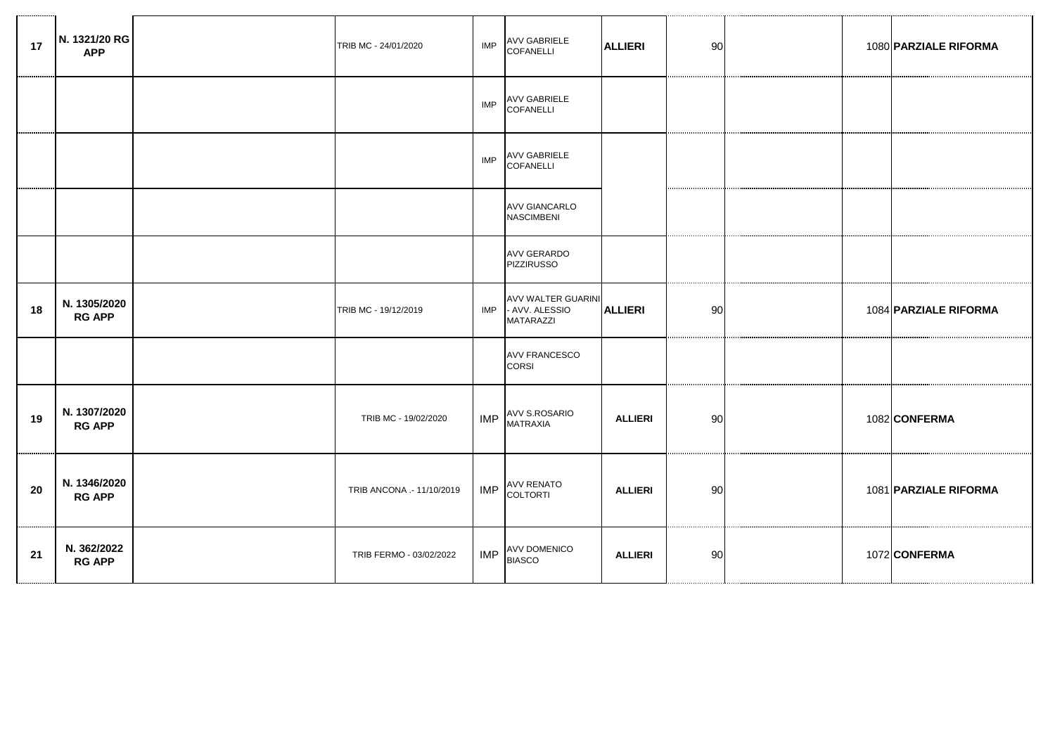| | | | | | | | | | | |
|---|---|---|---|---|---|---|---|---|---|---|
| **17** | **N. 1321/20 RG APP** | | TRIB MC - 24/01/2020 | IMP | AVV GABRIELE COFANELLI | **ALLIERI** | 90 | | | 1080 **PARZIALE RIFORMA** |
| | | | | IMP | AVV GABRIELE COFANELLI | | | | | |
| | | | | IMP | AVV GABRIELE COFANELLI | | | | | |
| | | | | | AVV GIANCARLO NASCIMBENI | | | | | |
| | | | | | AVV GERARDO PIZZIRUSSO | | | | | |
| **18** | **N. 1305/2020 RG APP** | | TRIB MC - 19/12/2019 | IMP | AVV WALTER GUARINI - AVV. ALESSIO MATARAZZI | **ALLIERI** | 90 | | | 1084 **PARZIALE RIFORMA** |
| | | | | | AVV FRANCESCO CORSI | | | | | |
| **19** | **N. 1307/2020 RG APP** | | TRIB MC - 19/02/2020 | IMP | AVV S.ROSARIO MATRAXIA | **ALLIERI** | 90 | | | 1082 **CONFERMA** |
| **20** | **N. 1346/2020 RG APP** | | TRIB ANCONA .- 11/10/2019 | IMP | AVV RENATO COLTORTI | **ALLIERI** | 90 | | | 1081 **PARZIALE RIFORMA** |
| **21** | **N. 362/2022 RG APP** | | TRIB FERMO - 03/02/2022 | IMP | AVV DOMENICO BIASCO | **ALLIERI** | 90 | | | 1072 **CONFERMA** |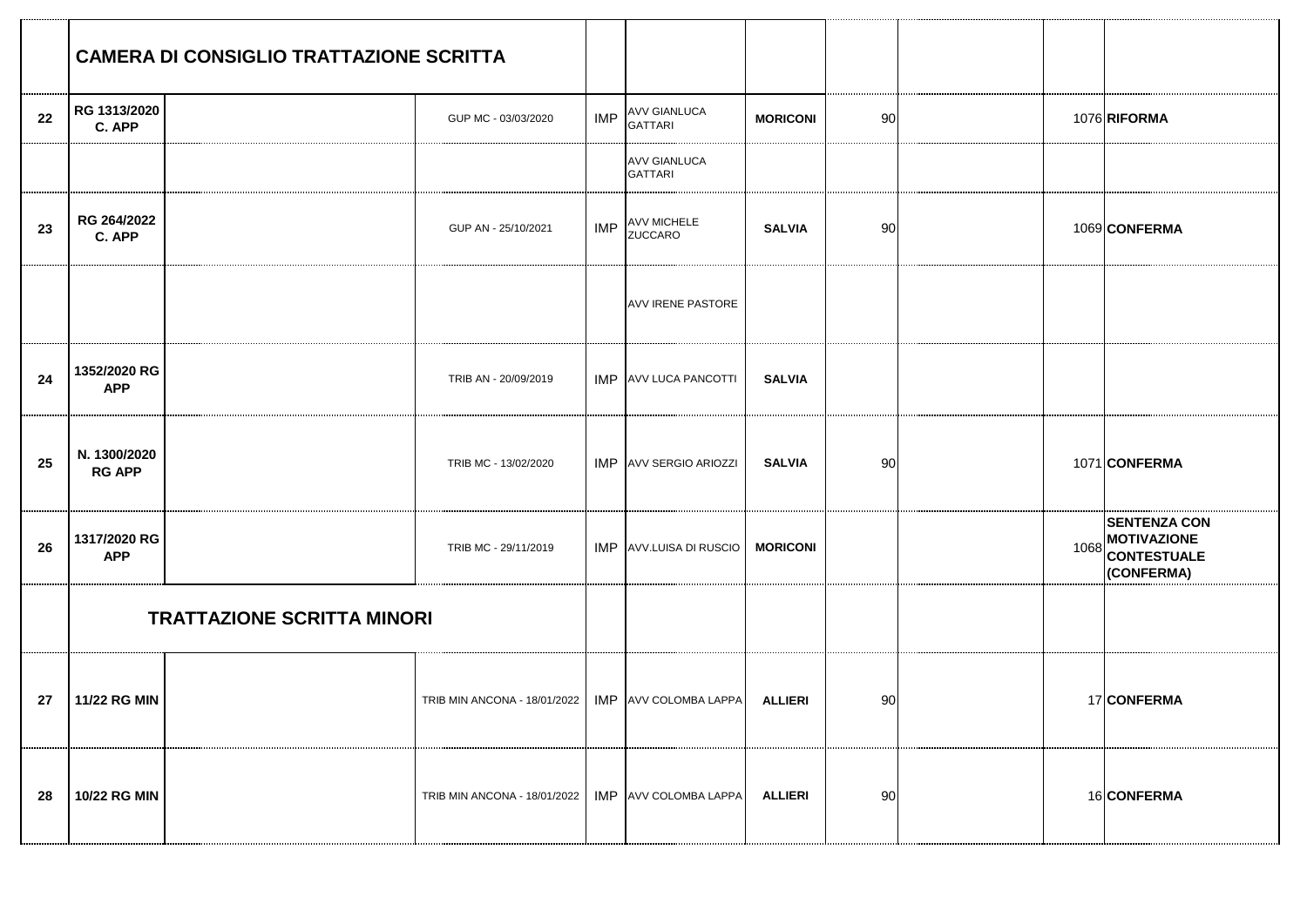| | | | | | | | | | | |
|---|---|---|---|---|---|---|---|---|---|---|
| | **CAMERA DI CONSIGLIO TRATTAZIONE SCRITTA** | | | | | | | | | |
| 22 | RG 1313/2020 C. APP | | GUP MC - 03/03/2020 | IMP | AVV GIANLUCA GATTARI | **MORICONI** | 90 | | 1076 | **RIFORMA** |
| | | | | | AVV GIANLUCA GATTARI | | | | | |
| 23 | RG 264/2022 C. APP | | GUP AN - 25/10/2021 | IMP | AVV MICHELE ZUCCARO | **SALVIA** | 90 | | 1069 | **CONFERMA** |
| | | | | | AVV IRENE PASTORE | | | | | |
| 24 | 1352/2020 RG APP | | TRIB AN - 20/09/2019 | IMP | AVV LUCA PANCOTTI | **SALVIA** | | | | |
| 25 | N. 1300/2020 RG APP | | TRIB MC - 13/02/2020 | IMP | AVV SERGIO ARIOZZI | **SALVIA** | 90 | | 1071 | **CONFERMA** |
| 26 | 1317/2020 RG APP | | TRIB MC - 29/11/2019 | IMP | AVV.LUISA DI RUSCIO | **MORICONI** | | | 1068 | **SENTENZA CON MOTIVAZIONE CONTESTUALE (CONFERMA)** |
| | **TRATTAZIONE SCRITTA MINORI** | | | | | | | | | |
| 27 | **11/22 RG MIN** | | TRIB MIN ANCONA - 18/01/2022 | IMP | AVV COLOMBA LAPPA | **ALLIERI** | 90 | | 17 | **CONFERMA** |
| 28 | **10/22 RG MIN** | | TRIB MIN ANCONA - 18/01/2022 | IMP | AVV COLOMBA LAPPA | **ALLIERI** | 90 | | 16 | **CONFERMA** |